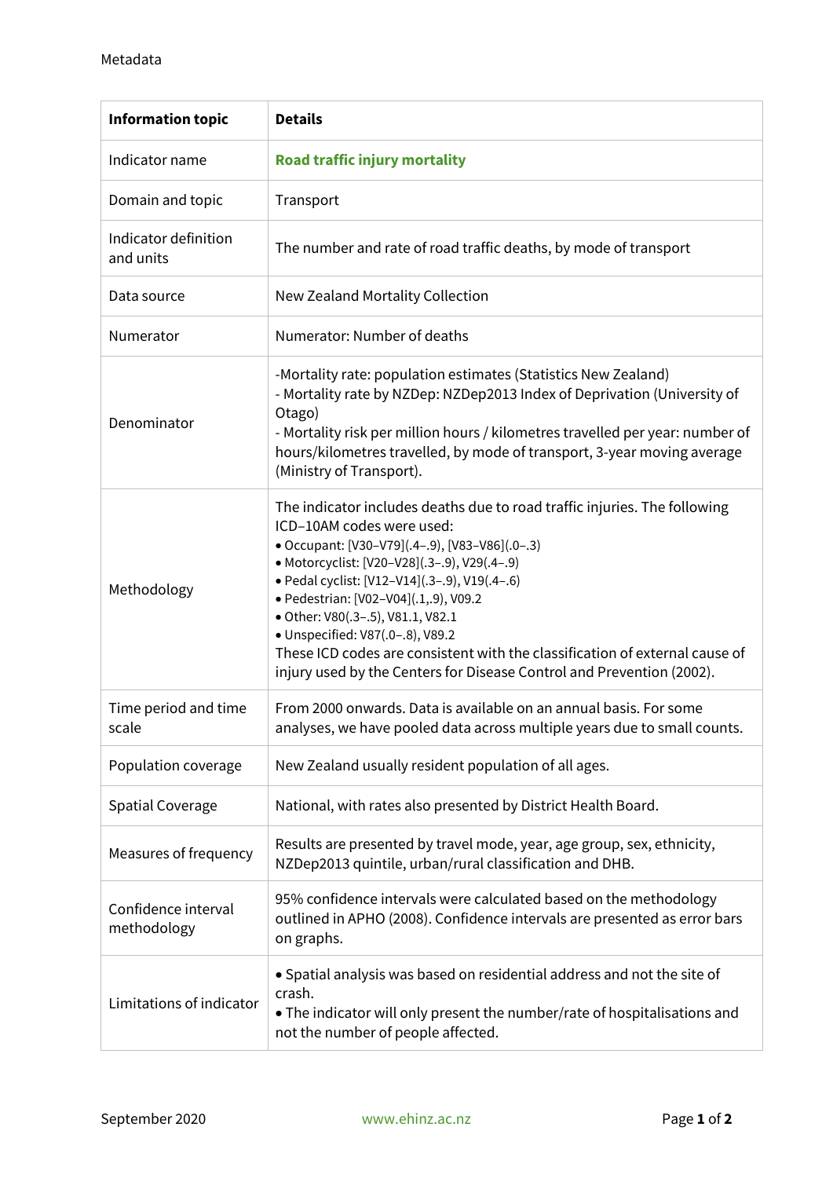Metadata

| Information topic | Details |
|---|---|
| Indicator name | **Road traffic injury mortality** |
| Domain and topic | Transport |
| Indicator definition and units | The number and rate of road traffic deaths, by mode of transport |
| Data source | New Zealand Mortality Collection |
| Numerator | Numerator: Number of deaths |
| Denominator | -Mortality rate: population estimates (Statistics New Zealand)<br>- Mortality rate by NZDep: NZDep2013 Index of Deprivation (University of Otago)<br>- Mortality risk per million hours / kilometres travelled per year: number of hours/kilometres travelled, by mode of transport, 3-year moving average (Ministry of Transport). |
| Methodology | The indicator includes deaths due to road traffic injuries. The following ICD–10AM codes were used:<br>• Occupant: [V30–V79](.4–.9), [V83–V86](.0–.3)<br>• Motorcyclist: [V20–V28](.3–.9), V29(.4–.9)<br>• Pedal cyclist: [V12–V14](.3–.9), V19(.4–.6)<br>• Pedestrian: [V02–V04](.1,.9), V09.2<br>• Other: V80(.3–.5), V81.1, V82.1<br>• Unspecified: V87(.0–.8), V89.2<br>These ICD codes are consistent with the classification of external cause of injury used by the Centers for Disease Control and Prevention (2002). |
| Time period and time scale | From 2000 onwards. Data is available on an annual basis. For some analyses, we have pooled data across multiple years due to small counts. |
| Population coverage | New Zealand usually resident population of all ages. |
| Spatial Coverage | National, with rates also presented by District Health Board. |
| Measures of frequency | Results are presented by travel mode, year, age group, sex, ethnicity, NZDep2013 quintile, urban/rural classification and DHB. |
| Confidence interval methodology | 95% confidence intervals were calculated based on the methodology outlined in APHO (2008). Confidence intervals are presented as error bars on graphs. |
| Limitations of indicator | • Spatial analysis was based on residential address and not the site of crash.<br>• The indicator will only present the number/rate of hospitalisations and not the number of people affected. |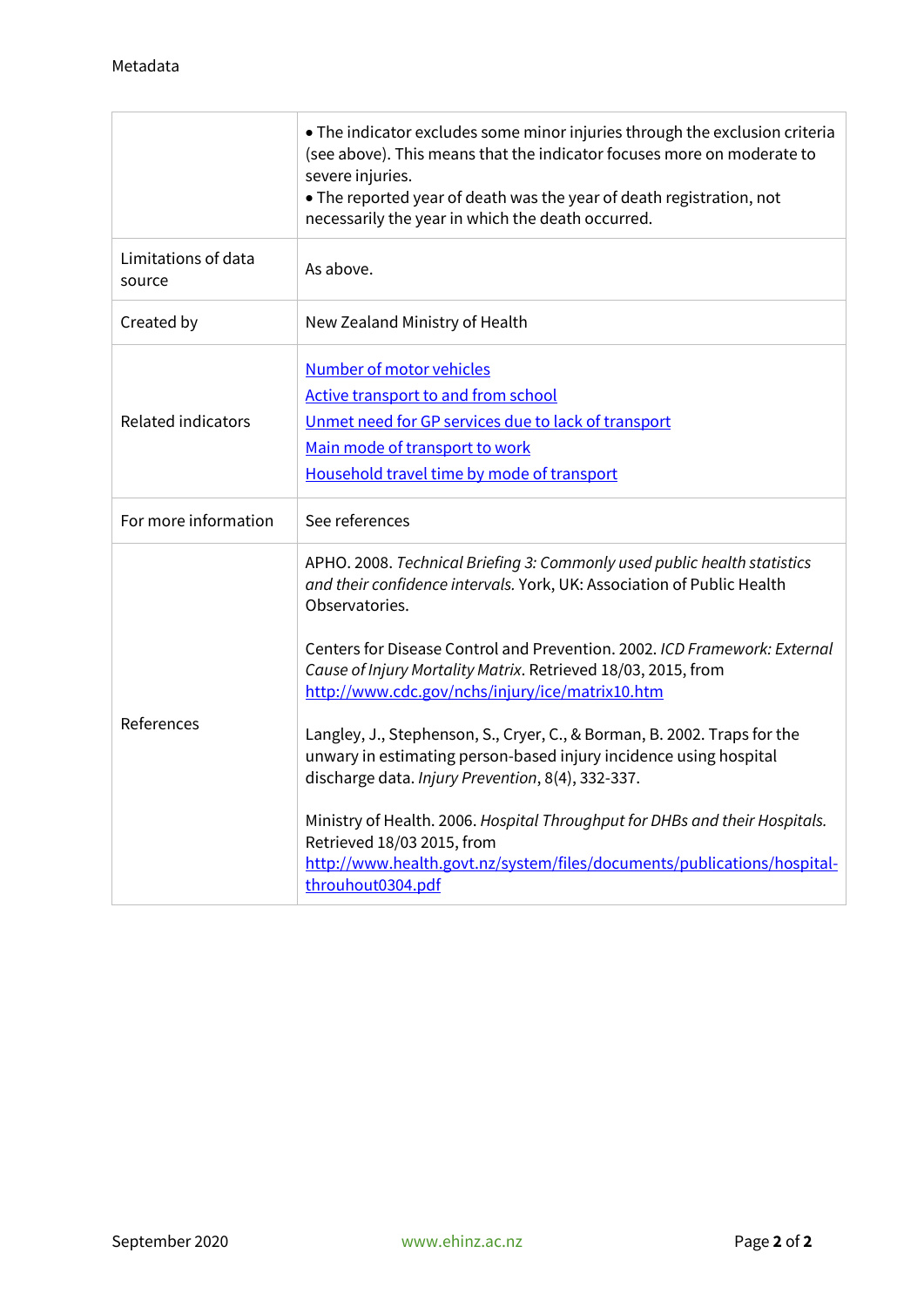| | |
|---|---|
| | • The indicator excludes some minor injuries through the exclusion criteria (see above). This means that the indicator focuses more on moderate to severe injuries.<br>• The reported year of death was the year of death registration, not necessarily the year in which the death occurred. |
| Limitations of data source | As above. |
| Created by | New Zealand Ministry of Health |
| Related indicators | [Number of motor vehicles](#)<br>[Active transport to and from school](#)<br>[Unmet need for GP services due to lack of transport](#)<br>[Main mode of transport to work](#)<br>[Household travel time by mode of transport](#) |
| For more information | See references |
| References | APHO. 2008. *Technical Briefing 3: Commonly used public health statistics and their confidence intervals.* York, UK: Association of Public Health Observatories.<br><br>Centers for Disease Control and Prevention. 2002. *ICD Framework: External Cause of Injury Mortality Matrix*. Retrieved 18/03, 2015, from http://www.cdc.gov/nchs/injury/ice/matrix10.htm<br><br>Langley, J., Stephenson, S., Cryer, C., & Borman, B. 2002. Traps for the unwary in estimating person-based injury incidence using hospital discharge data. *Injury Prevention*, 8(4), 332-337.<br><br>Ministry of Health. 2006. *Hospital Throughput for DHBs and their Hospitals.* Retrieved 18/03 2015, from http://www.health.govt.nz/system/files/documents/publications/hospital-throuhout0304.pdf |